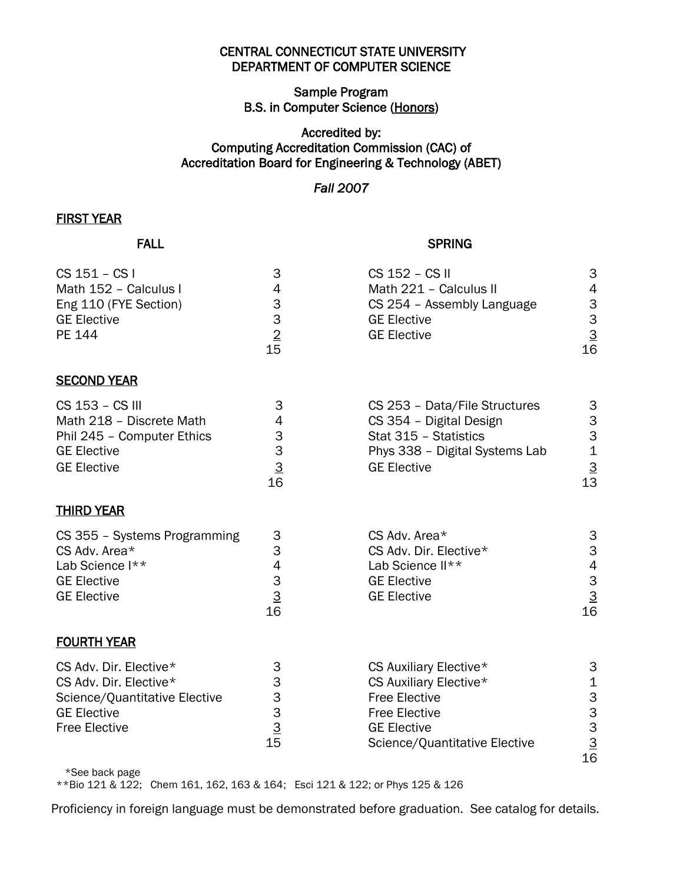# CENTRAL CONNECTICUT STATE UNIVERSITY
# DEPARTMENT OF COMPUTER SCIENCE

## Sample Program
## B.S. in Computer Science (Honors)

## Accredited by:
## Computing Accreditation Commission (CAC) of
## Accreditation Board for Engineering & Technology (ABET)

*Fall 2007*

### FIRST YEAR

| FALL | | SPRING | |
|---|---|---|---|
| CS 151 – CS I | 3 | CS 152 – CS II | 3 |
| Math 152 – Calculus I | 4 | Math 221 – Calculus II | 4 |
| Eng 110 (FYE Section) | 3 | CS 254 – Assembly Language | 3 |
| GE Elective | 3 | GE Elective | 3 |
| PE 144 | 2 | GE Elective | 3 |
| | 15 | | 16 |

### SECOND YEAR

| FALL | | SPRING | |
|---|---|---|---|
| CS 153 – CS III | 3 | CS 253 – Data/File Structures | 3 |
| Math 218 – Discrete Math | 4 | CS 354 – Digital Design | 3 |
| Phil 245 – Computer Ethics | 3 | Stat 315 – Statistics | 3 |
| GE Elective | 3 | Phys 338 – Digital Systems Lab | 1 |
| GE Elective | 3 | GE Elective | 3 |
| | 16 | | 13 |

### THIRD YEAR

| FALL | | SPRING | |
|---|---|---|---|
| CS 355 – Systems Programming | 3 | CS Adv. Area* | 3 |
| CS Adv. Area* | 3 | CS Adv. Dir. Elective* | 3 |
| Lab Science I** | 4 | Lab Science II** | 4 |
| GE Elective | 3 | GE Elective | 3 |
| GE Elective | 3 | GE Elective | 3 |
| | 16 | | 16 |

### FOURTH YEAR

| FALL | | SPRING | |
|---|---|---|---|
| CS Adv. Dir. Elective* | 3 | CS Auxiliary Elective* | 3 |
| CS Adv. Dir. Elective* | 3 | CS Auxiliary Elective* | 1 |
| Science/Quantitative Elective | 3 | Free Elective | 3 |
| GE Elective | 3 | Free Elective | 3 |
| Free Elective | 3 | GE Elective | 3 |
| | 15 | Science/Quantitative Elective | 3 |
| | | | 16 |

*See back page
**Bio 121 & 122; Chem 161, 162, 163 & 164; Esci 121 & 122; or Phys 125 & 126

Proficiency in foreign language must be demonstrated before graduation. See catalog for details.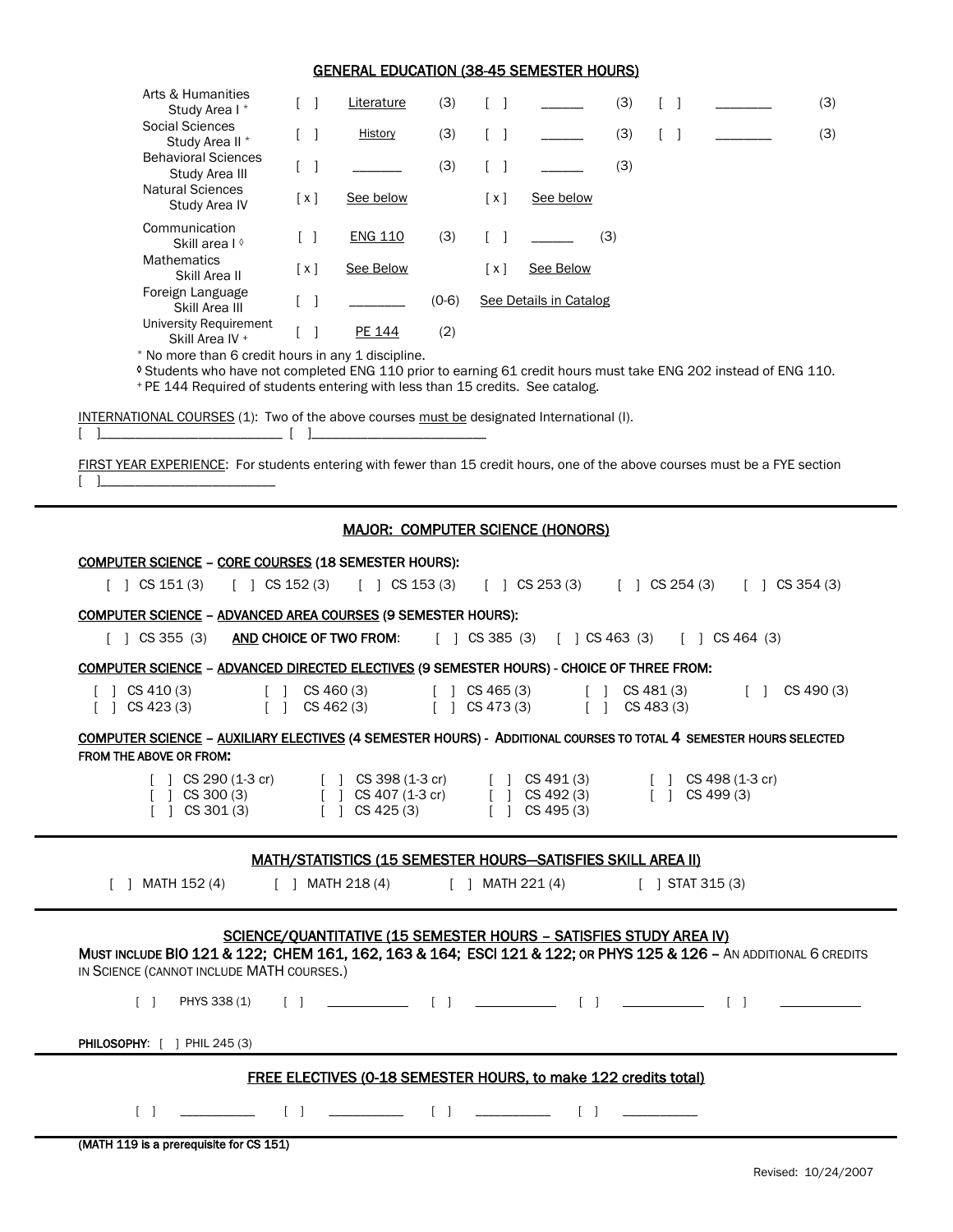## GENERAL EDUCATION (38-45 SEMESTER HOURS)

| | | | | | | | | | |
|---|---|---|---|---|---|---|---|---|---|
| Arts & Humanities Study Area I * | [ ] | Literature | (3) | [ ] | ______ | (3) | [ ] | ________ | (3) |
| Social Sciences Study Area II * | [ ] | History | (3) | [ ] | ______ | (3) | [ ] | ________ | (3) |
| Behavioral Sciences Study Area III | [ ] | _______ | (3) | [ ] | ______ | (3) | | | |
| Natural Sciences Study Area IV | [ x ] | See below | | [ x ] | See below | | | | |
| Communication Skill area I ◊ | [ ] | ENG 110 | (3) | [ ] | ______ | (3) | | | |
| Mathematics Skill Area II | [ x ] | See Below | | [ x ] | See Below | | | | |
| Foreign Language Skill Area III | [ ] | ________ | (0-6) | See Details in Catalog | | | | | |
| University Requirement Skill Area IV + | [ ] | PE 144 | (2) | | | | | | |

* No more than 6 credit hours in any 1 discipline.
◊ Students who have not completed ENG 110 prior to earning 61 credit hours must take ENG 202 instead of ENG 110.
+ PE 144 Required of students entering with less than 15 credits. See catalog.

INTERNATIONAL COURSES (1): Two of the above courses must be designated International (I).
[ ]__________________________ [ ]__________________________

FIRST YEAR EXPERIENCE: For students entering with fewer than 15 credit hours, one of the above courses must be a FYE section
[ ]__________________________

## MAJOR: COMPUTER SCIENCE (HONORS)

**COMPUTER SCIENCE – CORE COURSES (18 SEMESTER HOURS):**

[ ] CS 151 (3) [ ] CS 152 (3) [ ] CS 153 (3) [ ] CS 253 (3) [ ] CS 254 (3) [ ] CS 354 (3)

**COMPUTER SCIENCE – ADVANCED AREA COURSES (9 SEMESTER HOURS):**

[ ] CS 355 (3) **AND CHOICE OF TWO FROM**: [ ] CS 385 (3) [ ] CS 463 (3) [ ] CS 464 (3)

**COMPUTER SCIENCE – ADVANCED DIRECTED ELECTIVES (9 SEMESTER HOURS) - CHOICE OF THREE FROM:**

[ ] CS 410 (3) [ ] CS 460 (3) [ ] CS 465 (3) [ ] CS 481 (3) [ ] CS 490 (3)
[ ] CS 423 (3) [ ] CS 462 (3) [ ] CS 473 (3) [ ] CS 483 (3)

**COMPUTER SCIENCE – AUXILIARY ELECTIVES (4 SEMESTER HOURS) - ADDITIONAL COURSES TO TOTAL 4 SEMESTER HOURS SELECTED FROM THE ABOVE OR FROM:**

[ ] CS 290 (1-3 cr) [ ] CS 398 (1-3 cr) [ ] CS 491 (3) [ ] CS 498 (1-3 cr)
[ ] CS 300 (3) [ ] CS 407 (1-3 cr) [ ] CS 492 (3) [ ] CS 499 (3)
[ ] CS 301 (3) [ ] CS 425 (3) [ ] CS 495 (3)

## MATH/STATISTICS (15 SEMESTER HOURS—SATISFIES SKILL AREA II)

[ ] MATH 152 (4) [ ] MATH 218 (4) [ ] MATH 221 (4) [ ] STAT 315 (3)

## SCIENCE/QUANTITATIVE (15 SEMESTER HOURS – SATISFIES STUDY AREA IV)

**MUST INCLUDE BIO 121 & 122; CHEM 161, 162, 163 & 164; ESCI 121 & 122; OR PHYS 125 & 126** – AN ADDITIONAL 6 CREDITS IN SCIENCE (CANNOT INCLUDE MATH COURSES.)

[ ] PHYS 338 (1) [ ] ____________ [ ] ____________ [ ] ____________ [ ] ____________

**PHILOSOPHY**: [ ] PHIL 245 (3)

## FREE ELECTIVES (0-18 SEMESTER HOURS, to make 122 credits total)

[ ] ___________ [ ] ___________ [ ] ___________ [ ] ___________

**(MATH 119 is a prerequisite for CS 151)**

Revised: 10/24/2007